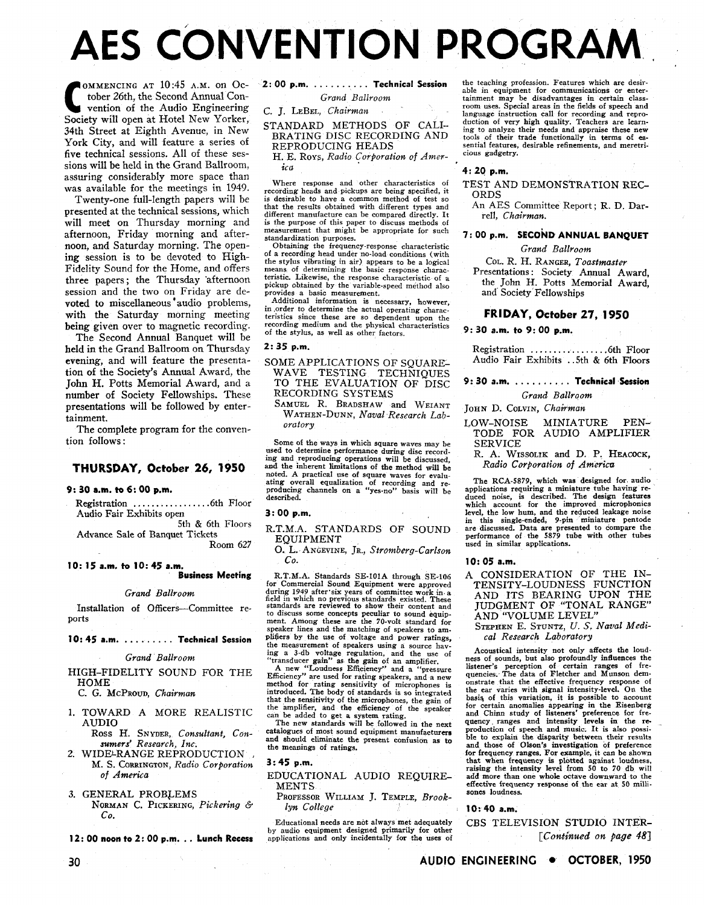# AES CONVENTION PROGRAM

COMMENCING AT 10:45 A.M. on October 26th, the Second Annual Convention of the Audio Engineering Society will open at Hotel New Yorker, 34th Street at Eighth Avenue, in New York City, and will feature a series of five technical sessions. All of these sessions will be held in the Grand Ballroom, assuring considerably more space than was available for the meetings in 1949.

Twenty-one full-length papers will be presented at the technical sessions, which will meet on Thursday morning and afternoon, Friday morning and afternoon, and Saturday morning. The opening session is to be devoted to High-Fidelity Sound for the Home, and offers three papers; the Thursday afternoon session and the two on Friday are devoted to miscellaneous audio problems, with the Saturday morning meeting being given over to magnetic recording.

The Second Annual Banquet will be held in the Grand Ballroom on Thursday evening, and will feature the presentation of the Society's Annual Award, the John H. Potts Memorial Award, and a number of Society Fellowships. These presentations will be followed by entertainment.

The complete program for the convention follows:

## THURSDAY, October 26, 1950

**9:30 a.m. to 6:00 p.m.**

Registration ................6th Floor
Audio Fair Exhibits open 5th & 6th Floors
Advance Sale of Banquet Tickets Room 627

**10:15 a.m. to 10:45 a.m.** **Business Meeting**

*Grand Ballroom*

Installation of Officers—Committee reports

**10:45 a.m.** ......... **Technical Session**

*Grand Ballroom*

HIGH-FIDELITY SOUND FOR THE HOME
C. G. McProud, *Chairman*

1. TOWARD A MORE REALISTIC AUDIO
   Ross H. Snyder, *Consultant, Consumers' Research, Inc.*
2. WIDE-RANGE REPRODUCTION
   M. S. Corrington, *Radio Corporation of America*
3. GENERAL PROBLEMS
   Norman C. Pickering, *Pickering & Co.*

**12:00 noon to 2:00 p.m. . . . Lunch Recess**

**2:00 p.m.** .......... **Technical Session**

*Grand Ballroom*

C. J. LeBel, *Chairman*

STANDARD METHODS OF CALIBRATING DISC RECORDING AND REPRODUCING HEADS
H. E. Roys, *Radio Corporation of America*

Where response and other characteristics of recording heads and pickups are being specified, it is desirable to have a common method of test so that the results obtained with different types and different manufacture can be compared directly. It is the purpose of this paper to discuss methods of measurement that might be appropriate for such standardization purposes.

Obtaining the frequency-response characteristic of a recording head under no-load conditions (with the stylus vibrating in air) appears to be a logical means of determining the basic response characteristic. Likewise, the response characteristic of a pickup obtained by the variable-speed method also provides a basic measurement.

Additional information is necessary, however, in order to determine the actual operating characteristics since these are so dependent upon the recording medium and the physical characteristics of the stylus, as well as other factors.

**2:35 p.m.**

SOME APPLICATIONS OF SQUARE-WAVE TESTING TECHNIQUES TO THE EVALUATION OF DISC RECORDING SYSTEMS
Samuel R. Bradshaw and Weiant Wathen-Dunn, *Naval Research Laboratory*

Some of the ways in which square waves may be used to determine performance during disc recording and reproducing operations will be discussed, and the inherent limitations of the method will be noted. A practical use of square waves for evaluating overall equalization of recording and reproducing channels on a "yes-no" basis will be described.

**3:00 p.m.**

R.T.M.A. STANDARDS OF SOUND EQUIPMENT
O. L. Angevine, Jr., *Stromberg-Carlson Co.*

R.T.M.A. Standards SE-101A through SE-106 for Commercial Sound Equipment were approved during 1949 after six years of committee work in a field in which no previous standards existed. These standards are reviewed to show their content and to discuss some concepts peculiar to sound equipment. Among these are the 70-volt standard for speaker lines and the matching of speakers to amplifiers by the use of voltage and power ratings, the measurement of speakers using a source having a 3-db voltage regulation, and the use of "transducer gain" as the gain of an amplifier.

A new "Loudness Efficiency" and a "pressure Efficiency" are used for rating speakers, and a new method for rating sensitivity of microphones is introduced. The body of standards is so integrated that the sensitivity of the microphones, the gain of the amplifier, and the efficiency of the speaker can be added to get a system rating.

The new standards will be followed in the next catalogues of most sound equipment manufacturers and should eliminate the present confusion as to the meanings of ratings.

**3:45 p.m.**

EDUCATIONAL AUDIO REQUIREMENTS
Professor William J. Temple, *Brooklyn College*

Educational needs are not always met adequately by audio equipment designed primarily for other applications and only incidentally for the uses of the teaching profession. Features which are desirable in equipment for communications or entertainment may be disadvantages in certain classroom uses. Special areas in the fields of speech and language instruction call for recording and reproduction of very high quality. Teachers are learning to analyze their needs and appraise these new tools of their trade functionally in terms of essential features, desirable refinements, and meretricious gadgetry.

**4:20 p.m.**

TEST AND DEMONSTRATION RECORDS
An AES Committee Report; R. D. Darrell, *Chairman.*

**7:00 p.m. SECOND ANNUAL BANQUET**

*Grand Ballroom*

Col. R. H. Ranger, *Toastmaster*
Presentations: Society Annual Award, the John H. Potts Memorial Award, and Society Fellowships

## FRIDAY, October 27, 1950

**9:30 a.m. to 9:00 p.m.**

Registration ................6th Floor
Audio Fair Exhibits ..5th & 6th Floors

**9:30 a.m.** .......... **Technical Session**

*Grand Ballroom*

John D. Colvin, *Chairman*

LOW-NOISE MINIATURE PENTODE FOR AUDIO AMPLIFIER SERVICE
R. A. Wissolik and D. P. Heacock, *Radio Corporation of America*

The RCA-5879, which was designed for audio applications requiring a miniature tube having reduced noise, is described. The design features which account for the improved microphonics level, the low hum, and the reduced leakage noise in this single-ended, 9-pin miniature pentode are discussed. Data are presented to compare the performance of the 5879 tube with other tubes used in similar applications.

**10:05 a.m.**

A CONSIDERATION OF THE INTENSITY-LOUDNESS FUNCTION AND ITS BEARING UPON THE JUDGMENT OF "TONAL RANGE" AND "VOLUME LEVEL"
Stephen E. Stuntz, *U. S. Naval Medical Research Laboratory*

Acoustical intensity not only affects the loudness of sounds, but also profoundly influences the listener's perception of certain ranges of frequencies. The data of Fletcher and Munson demonstrate that the effective frequency response of the ear varies with signal intensity-level. On the basis of this variation, it is possible to account for certain anomalies appearing in the Eisenberg and Chinn study of listeners' preference for frequency ranges and intensity levels in the reproduction of speech and music. It is also possible to explain the disparity between their results and those of Olson's investigation of preference for frequency ranges. For example, it can be shown that when frequency is plotted against loudness, raising the intensity level from 50 to 70 db will add more than one whole octave downward to the effective frequency response of the ear at 50 millisones loudness.

**10:40 a.m.**

CBS TELEVISION STUDIO INTER-

[*Continued on page 48*]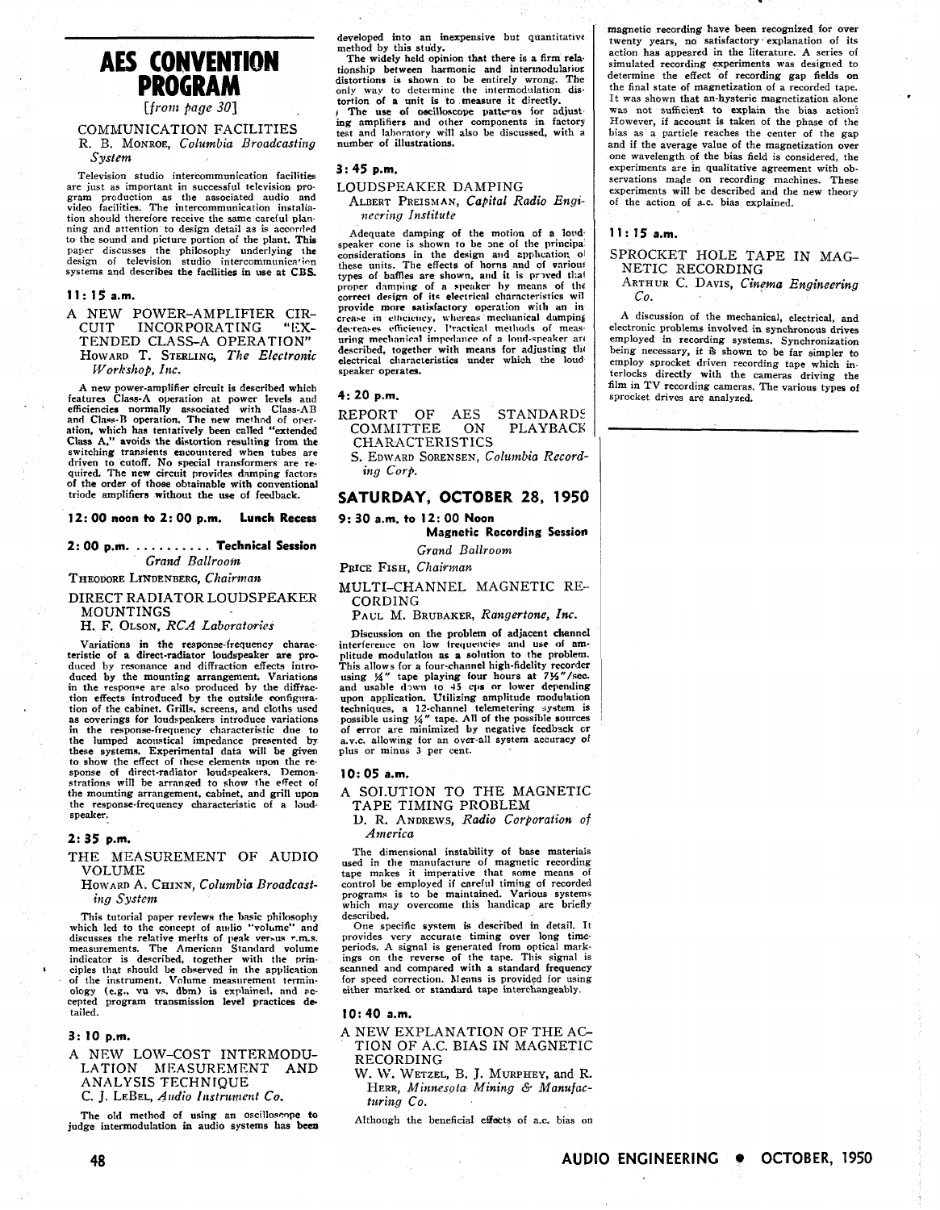# AES CONVENTION PROGRAM

*[from page 30]*

## COMMUNICATION FACILITIES

R. B. MONROE, *Columbia Broadcasting System*

Television studio intercommunication facilities are just as important in successful television program production as the associated audio and video facilities. The intercommunication installation should therefore receive the same careful planning and attention to design detail as is accorded to the sound and picture portion of the plant. This paper discusses the philosophy underlying the design of television studio intercommunication systems and describes the facilities in use at CBS.

### 11:15 a.m.

## A NEW POWER-AMPLIFIER CIRCUIT INCORPORATING "EXTENDED CLASS-A OPERATION"

HOWARD T. STERLING, *The Electronic Workshop, Inc.*

A new power-amplifier circuit is described which features Class-A operation at power levels and efficiencies normally associated with Class-AB and Class-B operation. The new method of operation, which has tentatively been called "extended Class A," avoids the distortion resulting from the switching transients encountered when tubes are driven to cutoff. No special transformers are required. The new circuit provides damping factors of the order of those obtainable with conventional triode amplifiers without the use of feedback.

### 12:00 noon to 2:00 p.m. Lunch Recess

### 2:00 p.m. .......... Technical Session

*Grand Ballroom*

THEODORE LINDENBERG, *Chairman*

## DIRECT RADIATOR LOUDSPEAKER MOUNTINGS

H. F. OLSON, *RCA Laboratories*

Variations in the response-frequency characteristic of a direct-radiator loudspeaker are produced by resonance and diffraction effects introduced by the mounting arrangement. Variations in the response are also produced by the diffraction effects introduced by the outside configuration of the cabinet. Grills, screens, and cloths used as coverings for loudspeakers introduce variations in the response-frequency characteristic due to the lumped acoustical impedance presented by these systems. Experimental data will be given to show the effect of these elements upon the response of direct-radiator loudspeakers. Demonstrations will be arranged to show the effect of the mounting arrangement, cabinet, and grill upon the response-frequency characteristic of a loudspeaker.

### 2:35 p.m.

## THE MEASUREMENT OF AUDIO VOLUME

HOWARD A. CHINN, *Columbia Broadcasting System*

This tutorial paper reviews the basic philosophy which led to the concept of audio "volume" and discusses the relative merits of peak versus r.m.s. measurements. The American Standard volume indicator is described, together with the principles that should be observed in the application of the instrument. Volume measurement terminology (e.g., vu vs. dbm) is explained, and accepted program transmission level practices detailed.

### 3:10 p.m.

## A NEW LOW-COST INTERMODULATION MEASUREMENT AND ANALYSIS TECHNIQUE

C. J. LEBEL, *Audio Instrument Co.*

The old method of using an oscilloscope to judge intermodulation in audio systems has been developed into an inexpensive but quantitative method by this study.

The widely held opinion that there is a firm relationship between harmonic and intermodulation distortions is shown to be entirely wrong. The only way to determine the intermodulation distortion of a unit is to measure it directly.

The use of oscilloscope patterns for adjusting amplifiers and other components in factory test and laboratory will also be discussed, with a number of illustrations.

### 3:45 p.m.

## LOUDSPEAKER DAMPING

ALBERT PREISMAN, *Capital Radio Engineering Institute*

Adequate damping of the motion of a loudspeaker cone is shown to be one of the principal considerations in the design and application of these units. The effects of horns and of various types of baffles are shown, and it is proved that proper damping of a speaker by means of the correct design of its electrical characteristics will provide more satisfactory operation with an increase in efficiency, whereas mechanical damping decreases efficiency. Practical methods of measuring mechanical impedance of a loud-speaker are described, together with means for adjusting the electrical characteristics under which the loudspeaker operates.

### 4:20 p.m.

## REPORT OF AES STANDARDS COMMITTEE ON PLAYBACK CHARACTERISTICS

S. EDWARD SORENSEN, *Columbia Recording Corp.*

# SATURDAY, OCTOBER 28, 1950

### 9:30 a.m. to 12:00 Noon

**Magnetic Recording Session**

*Grand Ballroom*

PRICE FISH, *Chairman*

## MULTI-CHANNEL MAGNETIC RECORDING

PAUL M. BRUBAKER, *Rangertone, Inc.*

Discussion on the problem of adjacent channel interference on low frequencies and use of amplitude modulation as a solution to the problem. This allows for a four-channel high-fidelity recorder using ¼" tape playing four hours at 7½"/sec. and usable down to 45 cps or lower depending upon application. Utilizing amplitude modulation techniques, a 12-channel telemetering system is possible using ¼" tape. All of the possible sources of error are minimized by negative feedback or a.v.c. allowing for an over-all system accuracy of plus or minus 3 per cent.

### 10:05 a.m.

## A SOLUTION TO THE MAGNETIC TAPE TIMING PROBLEM

D. R. ANDREWS, *Radio Corporation of America*

The dimensional instability of base materials used in the manufacture of magnetic recording tape makes it imperative that some means of control be employed if careful timing of recorded programs is to be maintained. Various systems which may overcome this handicap are briefly described.

One specific system is described in detail. It provides very accurate timing over long time-periods. A signal is generated from optical markings on the reverse of the tape. This signal is scanned and compared with a standard frequency for speed correction. Means is provided for using either marked or standard tape interchangeably.

### 10:40 a.m.

## A NEW EXPLANATION OF THE A.C. BIAS IN MAGNETIC RECORDING

W. W. WETZEL, B. J. MURPHEY, and R. HERR, *Minnesota Mining & Manufacturing Co.*

Although the beneficial effects of a.c. bias on magnetic recording have been recognized for over twenty years, no satisfactory explanation of its action has appeared in the literature. A series of simulated recording experiments was designed to determine the effect of recording gap fields on the final state of magnetization of a recorded tape. It was shown that an-hysteric magnetization alone was not sufficient to explain the bias action. However, if account is taken of the phase of the bias as a particle reaches the center of the gap and if the average value of the magnetization over one wavelength of the bias field is considered, the experiments are in qualitative agreement with observations made on recording machines. These experiments will be described and the new theory of the action of a.c. bias explained.

### 11:15 a.m.

## SPROCKET HOLE TAPE IN MAGNETIC RECORDING

ARTHUR C. DAVIS, *Cinema Engineering Co.*

A discussion of the mechanical, electrical, and electronic problems involved in synchronous drives employed in recording systems. Synchronization being necessary, it is shown to be far simpler to employ sprocket driven recording tape which interlocks directly with the cameras driving the film in TV recording cameras. The various types of sprocket drives are analyzed.